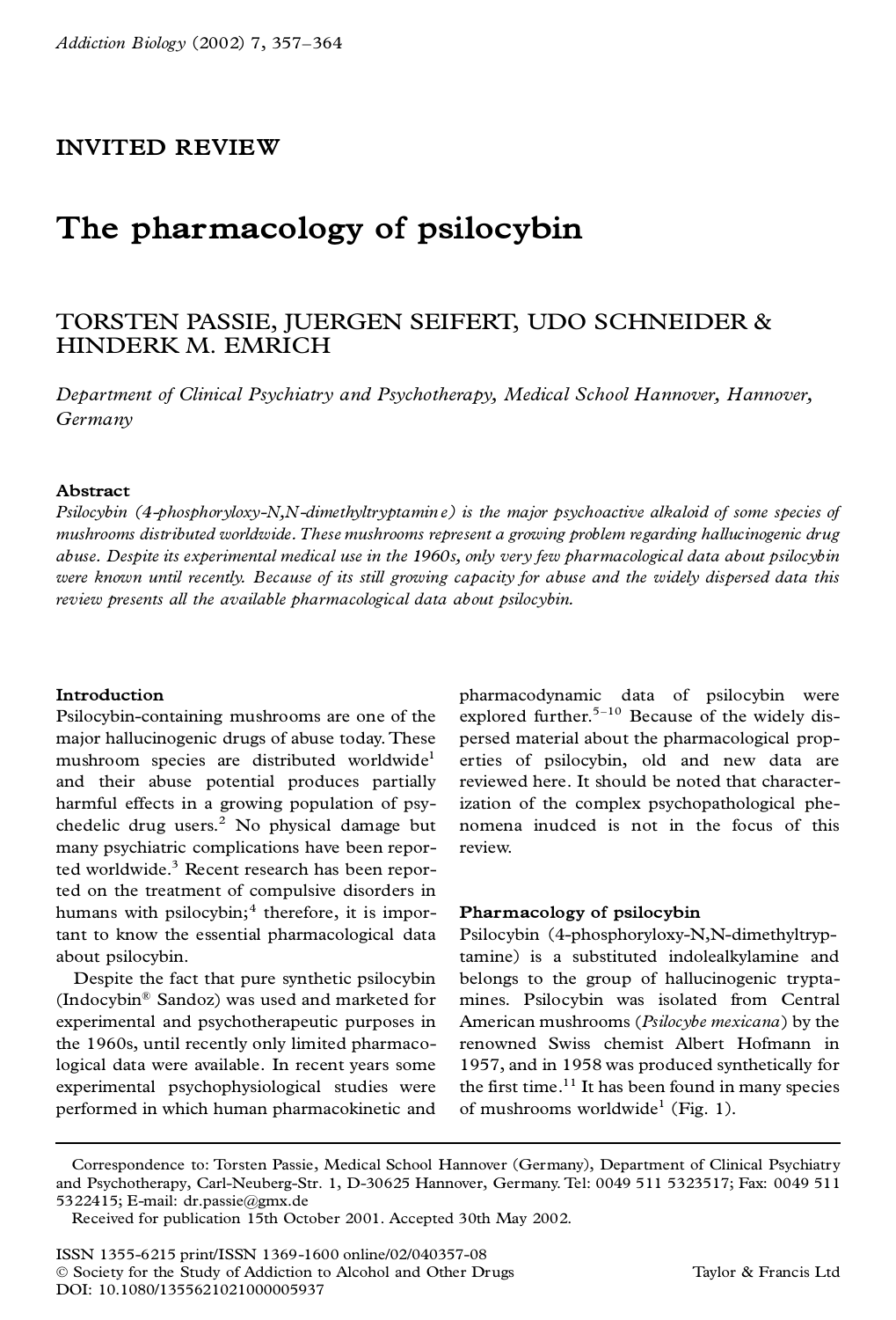INVITED REVIEW

# The pharmacology of psilocybin

TORSTEN PASSIE, JUERGEN SEIFERT, UDO SCHNEIDER & HINDERK M. EMRICH

*Department of Clinical Psychiatry and Psychotherapy, Medical School Hannover, Hannover, Germany*

### Abstract

*Psilocybin (4-phosphoryloxy-N,N-dimethyltryptamine) is the major psychoactive alkaloid of some species of mushrooms distributed worldwide. These mushrooms represent a growing problem regarding hallucinogenic drug abuse. Despite its experimental medical use in the 1960s, only very few pharmacological data about psilocybin were known until recently. Because of its still growing capacity for abuse and the widely dispersed data this review presents all the available pharmacological data about psilocybin.*

## Introduction

Psilocybin-containing mushrooms are one of the major hallucinogenic drugs of abuse today. These mushroom species are distributed worldwide[1] and their abuse potential produces partially harmful effects in a growing population of psychedelic drug users.[2] No physical damage but many psychiatric complications have been reported worldwide.[3] Recent research has been reported on the treatment of compulsive disorders in humans with psilocybin;[4] therefore, it is important to know the essential pharmacological data about psilocybin.

Despite the fact that pure synthetic psilocybin (Indocybin® Sandoz) was used and marketed for experimental and psychotherapeutic purposes in the 1960s, until recently only limited pharmacological data were available. In recent years some experimental psychophysiological studies were performed in which human pharmacokinetic and pharmacodynamic data of psilocybin were explored further.[5–10] Because of the widely dispersed material about the pharmacological properties of psilocybin, old and new data are reviewed here. It should be noted that characterization of the complex psychopathological phenomena inudced is not in the focus of this review.

## Pharmacology of psilocybin

Psilocybin (4-phosphoryloxy-N,N-dimethyltryptamine) is a substituted indolealkylamine and belongs to the group of hallucinogenic tryptamines. Psilocybin was isolated from Central American mushrooms (*Psilocybe mexicana*) by the renowned Swiss chemist Albert Hofmann in 1957, and in 1958 was produced synthetically for the first time.[11] It has been found in many species of mushrooms worldwide[1] (Fig. 1).

Correspondence to: Torsten Passie, Medical School Hannover (Germany), Department of Clinical Psychiatry and Psychotherapy, Carl-Neuberg-Str. 1, D-30625 Hannover, Germany. Tel: 0049 511 5323517; Fax: 0049 511 5322415; E-mail: dr.passie@gmx.de

Received for publication 15th October 2001. Accepted 30th May 2002.

ISSN 1355-6215 print/ISSN 1369-1600 online/02/040357-08
© Society for the Study of Addiction to Alcohol and Other Drugs
Taylor & Francis Ltd
DOI: 10.1080/1355621021000005937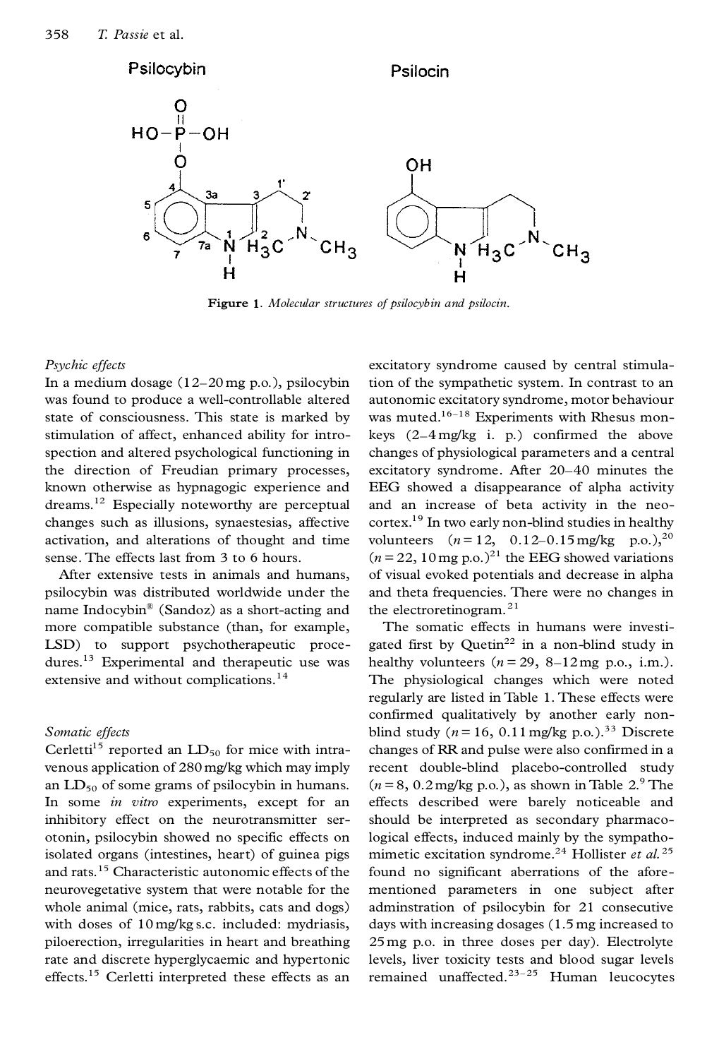Figure 1. *Molecular structures of psilocybin and psilocin.*

*Psychic effects*

In a medium dosage (12–20 mg p.o.), psilocybin was found to produce a well-controllable altered state of consciousness. This state is marked by stimulation of affect, enhanced ability for introspection and altered psychological functioning in the direction of Freudian primary processes, known otherwise as hypnagogic experience and dreams.[12] Especially noteworthy are perceptual changes such as illusions, synaestesias, affective activation, and alterations of thought and time sense. The effects last from 3 to 6 hours.

After extensive tests in animals and humans, psilocybin was distributed worldwide under the name Indocybin® (Sandoz) as a short-acting and more compatible substance (than, for example, LSD) to support psychotherapeutic procedures.[13] Experimental and therapeutic use was extensive and without complications.[14]

*Somatic effects*

Cerletti[15] reported an $LD_{50}$ for mice with intravenous application of 280 mg/kg which may imply an $LD_{50}$ of some grams of psilocybin in humans. In some *in vitro* experiments, except for an inhibitory effect on the neurotransmitter serotonin, psilocybin showed no specific effects on isolated organs (intestines, heart) of guinea pigs and rats.[15] Characteristic autonomic effects of the neurovegetative system that were notable for the whole animal (mice, rats, rabbits, cats and dogs) with doses of 10 mg/kg s.c. included: mydriasis, piloerection, irregularities in heart and breathing rate and discrete hyperglycaemic and hypertonic effects.[15] Cerletti interpreted these effects as an excitatory syndrome caused by central stimulation of the sympathetic system. In contrast to an autonomic excitatory syndrome, motor behaviour was muted.[16–18] Experiments with Rhesus monkeys (2–4 mg/kg i. p.) confirmed the above changes of physiological parameters and a central excitatory syndrome. After 20–40 minutes the EEG showed a disappearance of alpha activity and an increase of beta activity in the neocortex.[19] In two early non-blind studies in healthy volunteers ($n = 12$, 0.12–0.15 mg/kg p.o.),[20] ($n = 22$, 10 mg p.o.)[21] the EEG showed variations of visual evoked potentials and decrease in alpha and theta frequencies. There were no changes in the electroretinogram.[21]

The somatic effects in humans were investigated first by Quetin[22] in a non-blind study in healthy volunteers ($n = 29$, 8–12 mg p.o., i.m.). The physiological changes which were noted regularly are listed in Table 1. These effects were confirmed qualitatively by another early non-blind study ($n = 16$, 0.11 mg/kg p.o.).[33] Discrete changes of RR and pulse were also confirmed in a recent double-blind placebo-controlled study ($n = 8$, 0.2 mg/kg p.o.), as shown in Table 2.[9] The effects described were barely noticeable and should be interpreted as secondary pharmacological effects, induced mainly by the sympathomimetic excitation syndrome.[24] Hollister *et al.*[25] found no significant aberrations of the aforementioned parameters in one subject after adminstration of psilocybin for 21 consecutive days with increasing dosages (1.5 mg increased to 25 mg p.o. in three doses per day). Electrolyte levels, liver toxicity tests and blood sugar levels remained unaffected.[23–25] Human leucocytes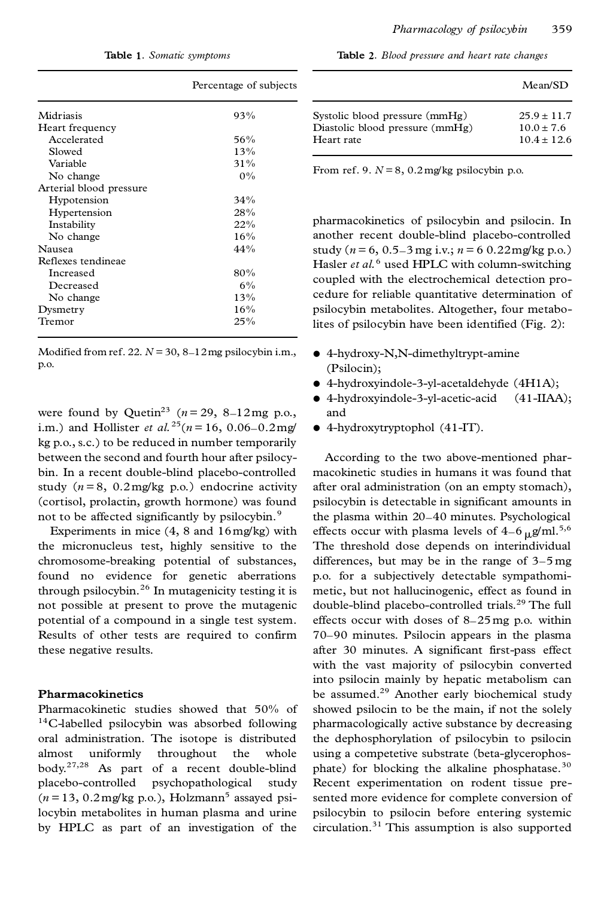**Table 1**. *Somatic symptoms*

| | Percentage of subjects |
|---|---|
| Midriasis | 93% |
| Heart frequency | |
| Accelerated | 56% |
| Slowed | 13% |
| Variable | 31% |
| No change | 0% |
| Arterial blood pressure | |
| Hypotension | 34% |
| Hypertension | 28% |
| Instability | 22% |
| No change | 16% |
| Nausea | 44% |
| Reflexes tendineae | |
| Increased | 80% |
| Decreased | 6% |
| No change | 13% |
| Dysmetry | 16% |
| Tremor | 25% |

Modified from ref. 22. $N = 30$, 8–12 mg psilocybin i.m., p.o.

were found by Quetin[23] ($n = 29$, 8–12 mg p.o., i.m.) and Hollister *et al.*[25] ($n = 16$, 0.06–0.2 mg/kg p.o., s.c.) to be reduced in number temporarily between the second and fourth hour after psilocybin. In a recent double-blind placebo-controlled study ($n = 8$, 0.2 mg/kg p.o.) endocrine activity (cortisol, prolactin, growth hormone) was found not to be affected significantly by psilocybin.[9]

Experiments in mice (4, 8 and 16 mg/kg) with the micronucleus test, highly sensitive to the chromosome-breaking potential of substances, found no evidence for genetic aberrations through psilocybin.[26] In mutagenicity testing it is not possible at present to prove the mutagenic potential of a compound in a single test system. Results of other tests are required to confirm these negative results.

## Pharmacokinetics

Pharmacokinetic studies showed that 50% of $^{14}$C-labelled psilocybin was absorbed following oral administration. The isotope is distributed almost uniformly throughout the whole body.[27,28] As part of a recent double-blind placebo-controlled psychopathological study ($n = 13$, 0.2 mg/kg p.o.), Holzmann[5] assayed psilocybin metabolites in human plasma and urine by HPLC as part of an investigation of the

**Table 2**. *Blood pressure and heart rate changes*

| | Mean/SD |
|---|---|
| Systolic blood pressure (mmHg) | 25.9 ± 11.7 |
| Diastolic blood pressure (mmHg) | 10.0 ± 7.6 |
| Heart rate | 10.4 ± 12.6 |

From ref. 9. $N = 8$, 0.2 mg/kg psilocybin p.o.

pharmacokinetics of psilocybin and psilocin. In another recent double-blind placebo-controlled study ($n = 6$, 0.5–3 mg i.v.; $n = 6$ 0.22 mg/kg p.o.) Hasler *et al.*[6] used HPLC with column-switching coupled with the electrochemical detection procedure for reliable quantitative determination of psilocybin metabolites. Altogether, four metabolites of psilocybin have been identified (Fig. 2):

- 4-hydroxy-N,N-dimethyltrypt-amine (Psilocin);
- 4-hydroxyindole-3-yl-acetaldehyde (4H1A);
- 4-hydroxyindole-3-yl-acetic-acid (41-IIAA); and
- 4-hydroxytryptophol (41-IT).

According to the two above-mentioned pharmacokinetic studies in humans it was found that after oral administration (on an empty stomach), psilocybin is detectable in significant amounts in the plasma within 20–40 minutes. Psychological effects occur with plasma levels of 4–6 μg/ml.[5,6] The threshold dose depends on interindividual differences, but may be in the range of 3–5 mg p.o. for a subjectively detectable sympathomimetic, but not hallucinogenic, effect as found in double-blind placebo-controlled trials.[29] The full effects occur with doses of 8–25 mg p.o. within 70–90 minutes. Psilocin appears in the plasma after 30 minutes. A significant first-pass effect with the vast majority of psilocybin converted into psilocin mainly by hepatic metabolism can be assumed.[29] Another early biochemical study showed psilocin to be the main, if not the solely pharmacologically active substance by decreasing the dephosphorylation of psilocybin to psilocin using a competetive substrate (beta-glycerophosphate) for blocking the alkaline phosphatase.[30] Recent experimentation on rodent tissue presented more evidence for complete conversion of psilocybin to psilocin before entering systemic circulation.[31] This assumption is also supported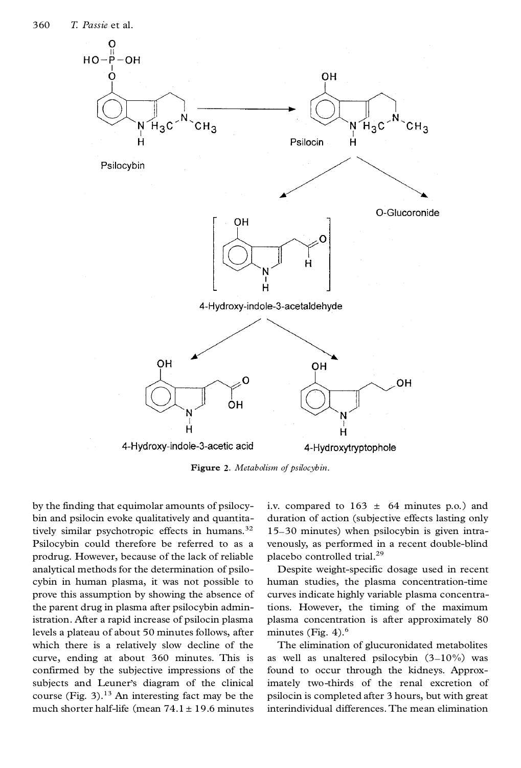**Figure 2.** *Metabolism of psilocybin.*

by the finding that equimolar amounts of psilocybin and psilocin evoke qualitatively and quantitatively similar psychotropic effects in humans.[32] Psilocybin could therefore be referred to as a prodrug. However, because of the lack of reliable analytical methods for the determination of psilocybin in human plasma, it was not possible to prove this assumption by showing the absence of the parent drug in plasma after psilocybin administration. After a rapid increase of psilocin plasma levels a plateau of about 50 minutes follows, after which there is a relatively slow decline of the curve, ending at about 360 minutes. This is confirmed by the subjective impressions of the subjects and Leuner's diagram of the clinical course (Fig. 3).[13] An interesting fact may be the much shorter half-life (mean 74.1 ± 19.6 minutes i.v. compared to 163 ± 64 minutes p.o.) and duration of action (subjective effects lasting only 15–30 minutes) when psilocybin is given intravenously, as performed in a recent double-blind placebo controlled trial.[29]

Despite weight-specific dosage used in recent human studies, the plasma concentration-time curves indicate highly variable plasma concentrations. However, the timing of the maximum plasma concentration is after approximately 80 minutes (Fig. 4).[6]

The elimination of glucuronidated metabolites as well as unaltered psilocybin (3–10%) was found to occur through the kidneys. Approximately two-thirds of the renal excretion of psilocin is completed after 3 hours, but with great interindividual differences. The mean elimination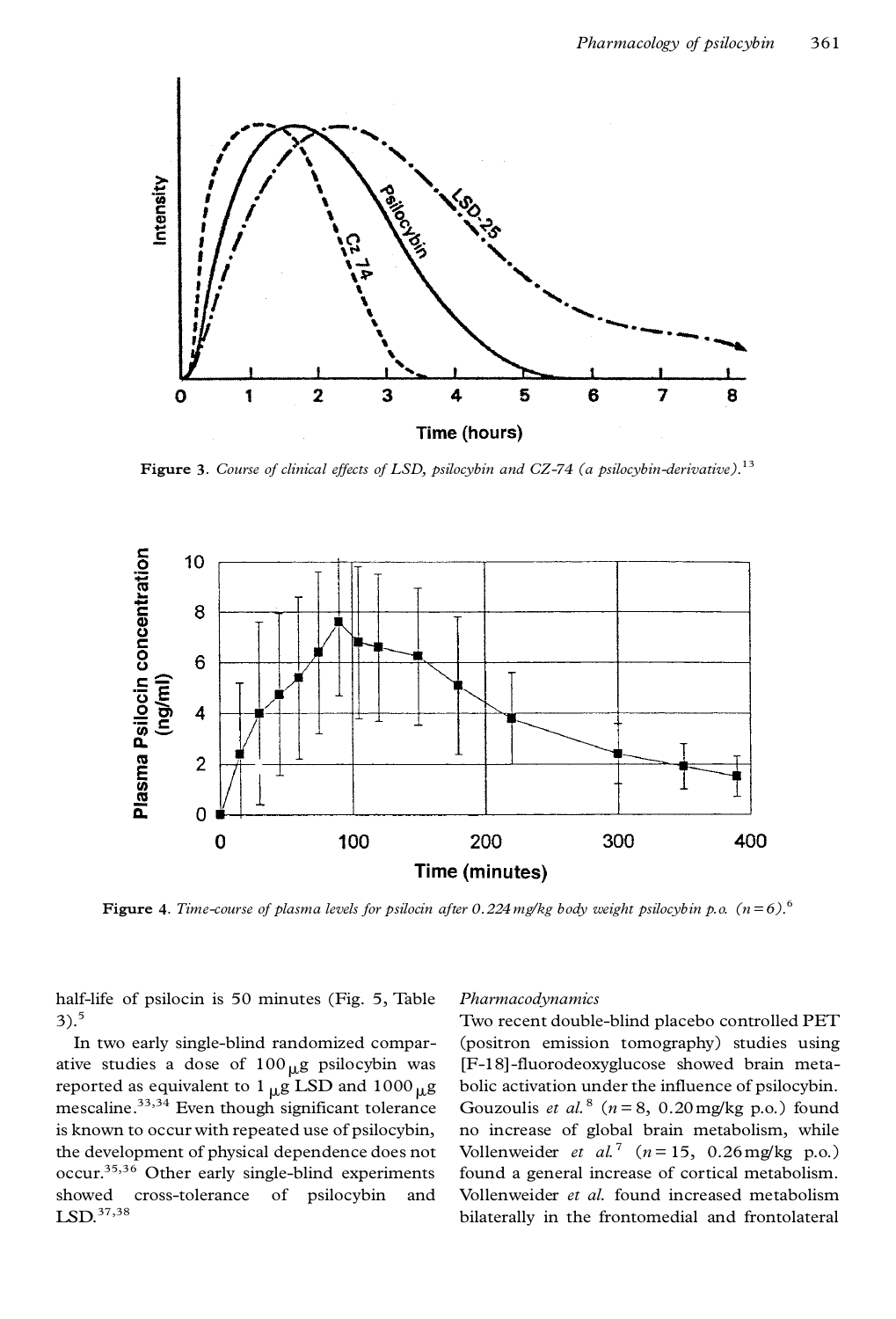Figure 3. *Course of clinical effects of LSD, psilocybin and CZ-74 (a psilocybin-derivative).*[13]

Figure 4. *Time-course of plasma levels for psilocin after 0.224 mg/kg body weight psilocybin p.o. (n = 6).*[6]

half-life of psilocin is 50 minutes (Fig. 5, Table 3).[5]

In two early single-blind randomized comparative studies a dose of 100 μg psilocybin was reported as equivalent to 1 μg LSD and 1000 μg mescaline.[33,34] Even though significant tolerance is known to occur with repeated use of psilocybin, the development of physical dependence does not occur.[35,36] Other early single-blind experiments showed cross-tolerance of psilocybin and LSD.[37,38]

*Pharmacodynamics*

Two recent double-blind placebo controlled PET (positron emission tomography) studies using [F-18]-fluorodeoxyglucose showed brain metabolic activation under the influence of psilocybin. Gouzoulis *et al.*[8] (n = 8, 0.20 mg/kg p.o.) found no increase of global brain metabolism, while Vollenweider *et al.*[7] (n = 15, 0.26 mg/kg p.o.) found a general increase of cortical metabolism. Vollenweider *et al.* found increased metabolism bilaterally in the frontomedial and frontolateral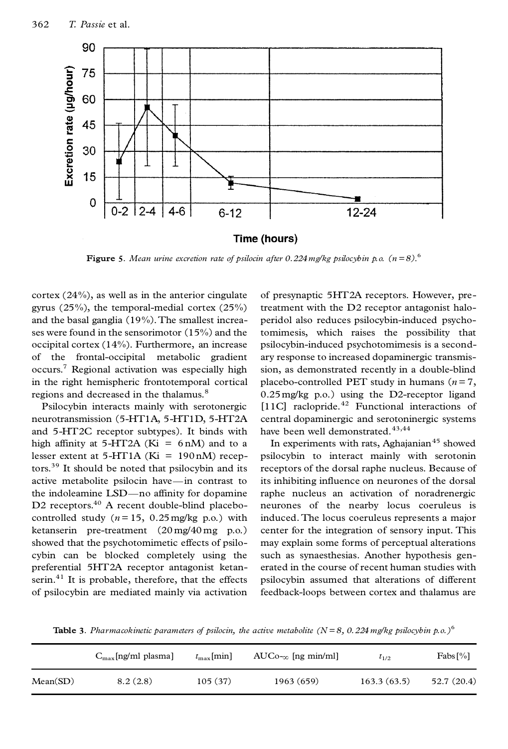**Figure 5**. *Mean urine excretion rate of psilocin after 0.224 mg/kg psilocybin p.o. (n = 8).*[6]

cortex (24%), as well as in the anterior cingulate gyrus (25%), the temporal-medial cortex (25%) and the basal ganglia (19%). The smallest increases were found in the sensorimotor (15%) and the occipital cortex (14%). Furthermore, an increase of the frontal-occipital metabolic gradient occurs.[7] Regional activation was especially high in the right hemispheric frontotemporal cortical regions and decreased in the thalamus.[8]

Psilocybin interacts mainly with serotonergic neurotransmission (5-HT1A, 5-HT1D, 5-HT2A and 5-HT2C receptor subtypes). It binds with high affinity at 5-HT2A (Ki = 6 nM) and to a lesser extent at 5-HT1A (Ki = 190 nM) receptors.[39] It should be noted that psilocybin and its active metabolite psilocin have—in contrast to the indoleamine LSD—no affinity for dopamine D2 receptors.[40] A recent double-blind placebo-controlled study ($n = 15$, 0.25 mg/kg p.o.) with ketanserin pre-treatment (20 mg/40 mg p.o.) showed that the psychotomimetic effects of psilocybin can be blocked completely using the preferential 5HT2A receptor antagonist ketanserin.[41] It is probable, therefore, that the effects of psilocybin are mediated mainly via activation of presynaptic 5HT2A receptors. However, pretreatment with the D2 receptor antagonist haloperidol also reduces psilocybin-induced psychotomimesis, which raises the possibility that psilocybin-induced psychotomimesis is a secondary response to increased dopaminergic transmission, as demonstrated recently in a double-blind placebo-controlled PET study in humans ($n = 7$, 0.25 mg/kg p.o.) using the D2-receptor ligand [11C] raclopride.[42] Functional interactions of central dopaminergic and serotoninergic systems have been well demonstrated.[43,44]

In experiments with rats, Aghajanian[45] showed psilocybin to interact mainly with serotonin receptors of the dorsal raphe nucleus. Because of its inhibiting influence on neurones of the dorsal raphe nucleus an activation of noradrenergic neurones of the nearby locus coeruleus is induced. The locus coeruleus represents a major center for the integration of sensory input. This may explain some forms of perceptual alterations such as synaesthesias. Another hypothesis generated in the course of recent human studies with psilocybin assumed that alterations of different feedback-loops between cortex and thalamus are

**Table 3**. *Pharmacokinetic parameters of psilocin, the active metabolite (N = 8, 0.224 mg/kg psilocybin p.o.)*[6]

| | $C_{max}$ [ng/ml plasma] | $t_{max}$ [min] | $AUC_{0-\infty}$ [ng min/ml] | $t_{1/2}$ | Fabs [%] |
|---|---|---|---|---|---|
| Mean(SD) | 8.2 (2.8) | 105 (37) | 1963 (659) | 163.3 (63.5) | 52.7 (20.4) |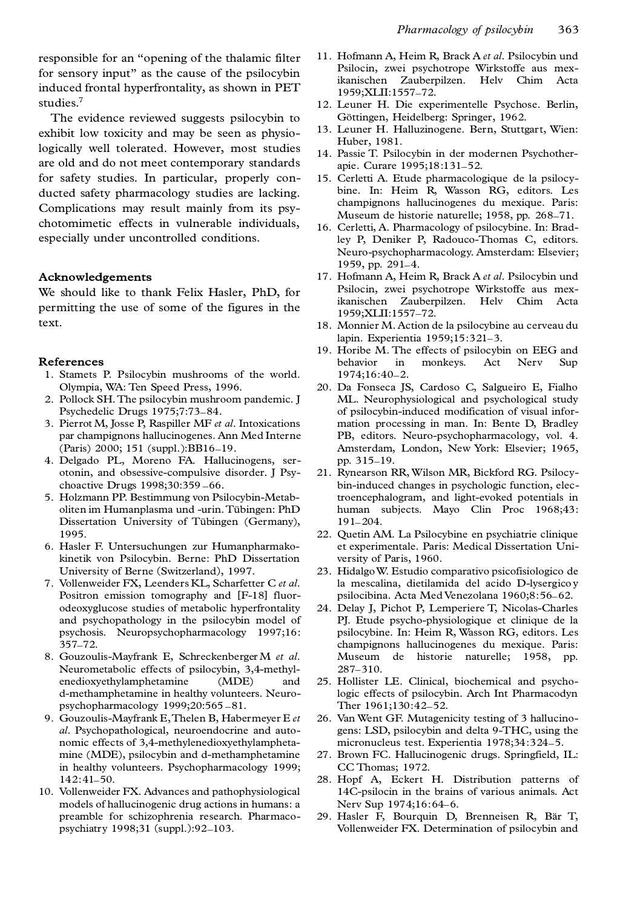responsible for an "opening of the thalamic filter for sensory input" as the cause of the psilocybin induced frontal hyperfrontality, as shown in PET studies.[7]

The evidence reviewed suggests psilocybin to exhibit low toxicity and may be seen as physiologically well tolerated. However, most studies are old and do not meet contemporary standards for safety studies. In particular, properly conducted safety pharmacology studies are lacking. Complications may result mainly from its psychotomimetic effects in vulnerable individuals, especially under uncontrolled conditions.

## Acknowledgements

We should like to thank Felix Hasler, PhD, for permitting the use of some of the figures in the text.

## References

1. Stamets P. Psilocybin mushrooms of the world. Olympia, WA: Ten Speed Press, 1996.
2. Pollock SH. The psilocybin mushroom pandemic. J Psychedelic Drugs 1975;7:73–84.
3. Pierrot M, Josse P, Raspiller MF *et al*. Intoxications par champignons hallucinogenes. Ann Med Interne (Paris) 2000; 151 (suppl.):BB16–19.
4. Delgado PL, Moreno FA. Hallucinogens, serotonin, and obsessive-compulsive disorder. J Psychoactive Drugs 1998;30:359–66.
5. Holzmann PP. Bestimmung von Psilocybin-Metaboliten im Humanplasma und -urin. Tübingen: PhD Dissertation University of Tübingen (Germany), 1995.
6. Hasler F. Untersuchungen zur Humanpharmakokinetik von Psilocybin. Berne: PhD Dissertation University of Berne (Switzerland), 1997.
7. Vollenweider FX, Leenders KL, Scharfetter C *et al*. Positron emission tomography and [F-18] fluorodeoxyglucose studies of metabolic hyperfrontality and psychopathology in the psilocybin model of psychosis. Neuropsychopharmacology 1997;16: 357–72.
8. Gouzoulis-Mayfrank E, Schreckenberger M *et al*. Neurometabolic effects of psilocybin, 3,4-methylenedioxyethylamphetamine (MDE) and d-methamphetamine in healthy volunteers. Neuropsychopharmacology 1999;20:565–81.
9. Gouzoulis-Mayfrank E, Thelen B, Habermeyer E *et al*. Psychopathological, neuroendocrine and autonomic effects of 3,4-methylenedioxyethylamphetamine (MDE), psilocybin and d-methamphetamine in healthy volunteers. Psychopharmacology 1999; 142:41–50.
10. Vollenweider FX. Advances and pathophysiological models of hallucinogenic drug actions in humans: a preamble for schizophrenia research. Pharmacopsychiatry 1998;31 (suppl.):92–103.
11. Hofmann A, Heim R, Brack A *et al*. Psilocybin und Psilocin, zwei psychotrope Wirkstoffe aus mexikanischen Zauberpilzen. Helv Chim Acta 1959;XLII:1557–72.
12. Leuner H. Die experimentelle Psychose. Berlin, Göttingen, Heidelberg: Springer, 1962.
13. Leuner H. Halluzinogene. Bern, Stuttgart, Wien: Huber, 1981.
14. Passie T. Psilocybin in der modernen Psychotherapie. Curare 1995;18:131–52.
15. Cerletti A. Etude pharmacologique de la psilocybine. In: Heim R, Wasson RG, editors. Les champignons hallucinogenes du mexique. Paris: Museum de historie naturelle; 1958, pp. 268–71.
16. Cerletti, A. Pharmacology of psilocybine. In: Bradley P, Deniker P, Radouco-Thomas C, editors. Neuro-psychopharmacology. Amsterdam: Elsevier; 1959, pp. 291–4.
17. Hofmann A, Heim R, Brack A *et al*. Psilocybin und Psilocin, zwei psychotrope Wirkstoffe aus mexikanischen Zauberpilzen. Helv Chim Acta 1959;XLII:1557–72.
18. Monnier M. Action de la psilocybine au cerveau du lapin. Experientia 1959;15:321–3.
19. Horibe M. The effects of psilocybin on EEG and behavior in monkeys. Act Nerv Sup 1974;16:40–2.
20. Da Fonseca JS, Cardoso C, Salgueiro E, Fialho ML. Neurophysiological and psychological study of psilocybin-induced modification of visual information processing in man. In: Bente D, Bradley PB, editors. Neuro-psychopharmacology, vol. 4. Amsterdam, London, New York: Elsevier; 1965, pp. 315–19.
21. Rynearson RR, Wilson MR, Bickford RG. Psilocybin-induced changes in psychologic function, electroencephalogram, and light-evoked potentials in human subjects. Mayo Clin Proc 1968;43: 191–204.
22. Quetin AM. La Psilocybine en psychiatrie clinique et experimentale. Paris: Medical Dissertation University of Paris, 1960.
23. Hidalgo W. Estudio comparativo psicofisiologico de la mescalina, dietilamida del acido D-lysergico y psilocibina. Acta Med Venezolana 1960;8:56–62.
24. Delay J, Pichot P, Lemperiere T, Nicolas-Charles PJ. Etude psycho-physiologique et clinique de la psilocybine. In: Heim R, Wasson RG, editors. Les champignons hallucinogenes du mexique. Paris: Museum de historie naturelle; 1958, pp. 287–310.
25. Hollister LE. Clinical, biochemical and psychologic effects of psilocybin. Arch Int Pharmacodyn Ther 1961;130:42–52.
26. Van Went GF. Mutagenicity testing of 3 hallucinogens: LSD, psilocybin and delta 9-THC, using the micronucleus test. Experientia 1978;34:324–5.
27. Brown FC. Hallucinogenic drugs. Springfield, IL: CC Thomas; 1972.
28. Hopf A, Eckert H. Distribution patterns of 14C-psilocin in the brains of various animals. Act Nerv Sup 1974;16:64–6.
29. Hasler F, Bourquin D, Brenneisen R, Bär T, Vollenweider FX. Determination of psilocybin and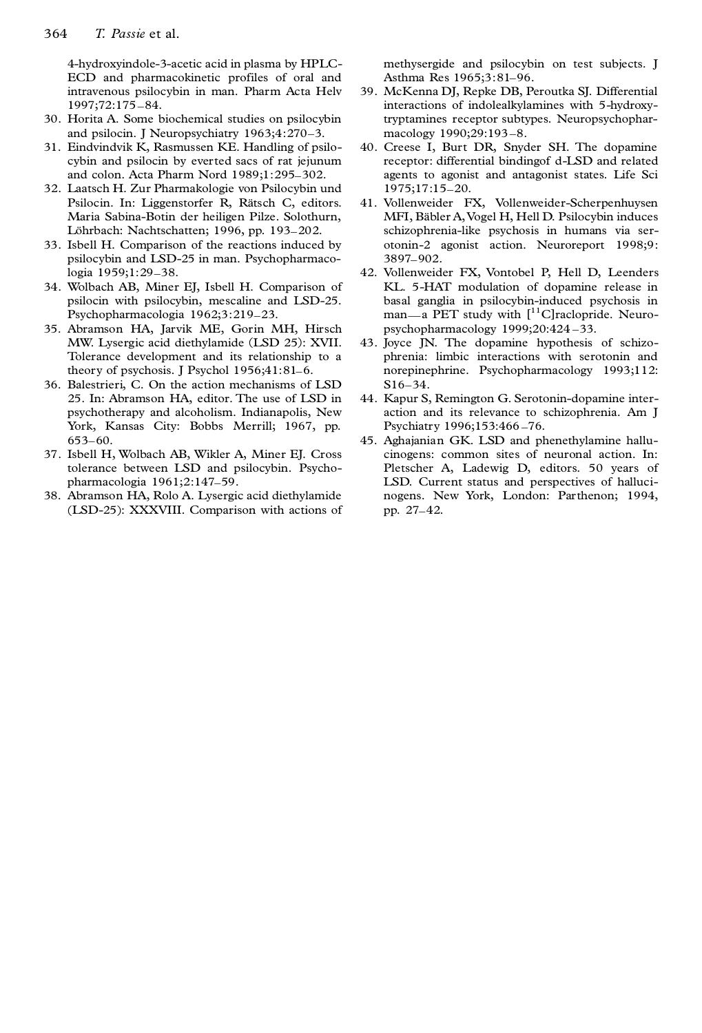4-hydroxyindole-3-acetic acid in plasma by HPLC-ECD and pharmacokinetic profiles of oral and intravenous psilocybin in man. Pharm Acta Helv 1997;72:175–84.

30. Horita A. Some biochemical studies on psilocybin and psilocin. J Neuropsychiatry 1963;4:270–3.
31. Eindvindvik K, Rasmussen KE. Handling of psilocybin and psilocin by everted sacs of rat jejunum and colon. Acta Pharm Nord 1989;1:295–302.
32. Laatsch H. Zur Pharmakologie von Psilocybin und Psilocin. In: Liggenstorfer R, Rätsch C, editors. Maria Sabina-Botin der heiligen Pilze. Solothurn, Löhrbach: Nachtschatten; 1996, pp. 193–202.
33. Isbell H. Comparison of the reactions induced by psilocybin and LSD-25 in man. Psychopharmacologia 1959;1:29–38.
34. Wolbach AB, Miner EJ, Isbell H. Comparison of psilocin with psilocybin, mescaline and LSD-25. Psychopharmacologia 1962;3:219–23.
35. Abramson HA, Jarvik ME, Gorin MH, Hirsch MW. Lysergic acid diethylamide (LSD 25): XVII. Tolerance development and its relationship to a theory of psychosis. J Psychol 1956;41:81–6.
36. Balestrieri, C. On the action mechanisms of LSD 25. In: Abramson HA, editor. The use of LSD in psychotherapy and alcoholism. Indianapolis, New York, Kansas City: Bobbs Merrill; 1967, pp. 653–60.
37. Isbell H, Wolbach AB, Wikler A, Miner EJ. Cross tolerance between LSD and psilocybin. Psychopharmacologia 1961;2:147–59.
38. Abramson HA, Rolo A. Lysergic acid diethylamide (LSD-25): XXXVIII. Comparison with actions of methysergide and psilocybin on test subjects. J Asthma Res 1965;3:81–96.
39. McKenna DJ, Repke DB, Peroutka SJ. Differential interactions of indolealkylamines with 5-hydroxytryptamines receptor subtypes. Neuropsychopharmacology 1990;29:193–8.
40. Creese I, Burt DR, Snyder SH. The dopamine receptor: differential bindingof d-LSD and related agents to agonist and antagonist states. Life Sci 1975;17:15–20.
41. Vollenweider FX, Vollenweider-Scherpenhuysen MFI, Bäbler A, Vogel H, Hell D. Psilocybin induces schizophrenia-like psychosis in humans via serotonin-2 agonist action. Neuroreport 1998;9: 3897–902.
42. Vollenweider FX, Vontobel P, Hell D, Leenders KL. 5-HAT modulation of dopamine release in basal ganglia in psilocybin-induced psychosis in man—a PET study with [$^{11}$C]raclopride. Neuropsychopharmacology 1999;20:424–33.
43. Joyce JN. The dopamine hypothesis of schizophrenia: limbic interactions with serotonin and norepinephrine. Psychopharmacology 1993;112: S16–34.
44. Kapur S, Remington G. Serotonin-dopamine interaction and its relevance to schizophrenia. Am J Psychiatry 1996;153:466–76.
45. Aghajanian GK. LSD and phenethylamine hallucinogens: common sites of neuronal action. In: Pletscher A, Ladewig D, editors. 50 years of LSD. Current status and perspectives of hallucinogens. New York, London: Parthenon; 1994, pp. 27–42.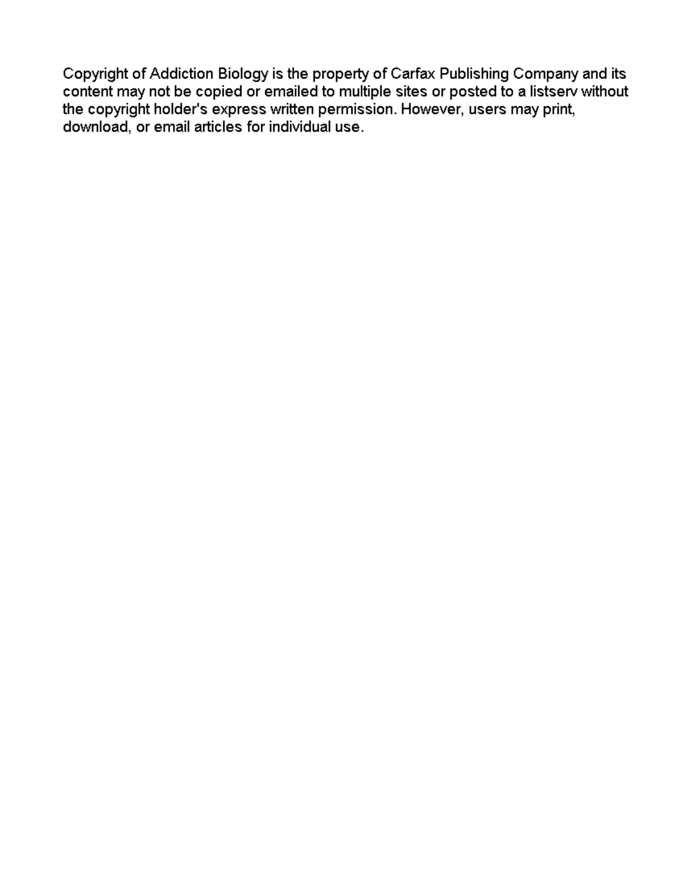Copyright of Addiction Biology is the property of Carfax Publishing Company and its content may not be copied or emailed to multiple sites or posted to a listserv without the copyright holder's express written permission. However, users may print, download, or email articles for individual use.